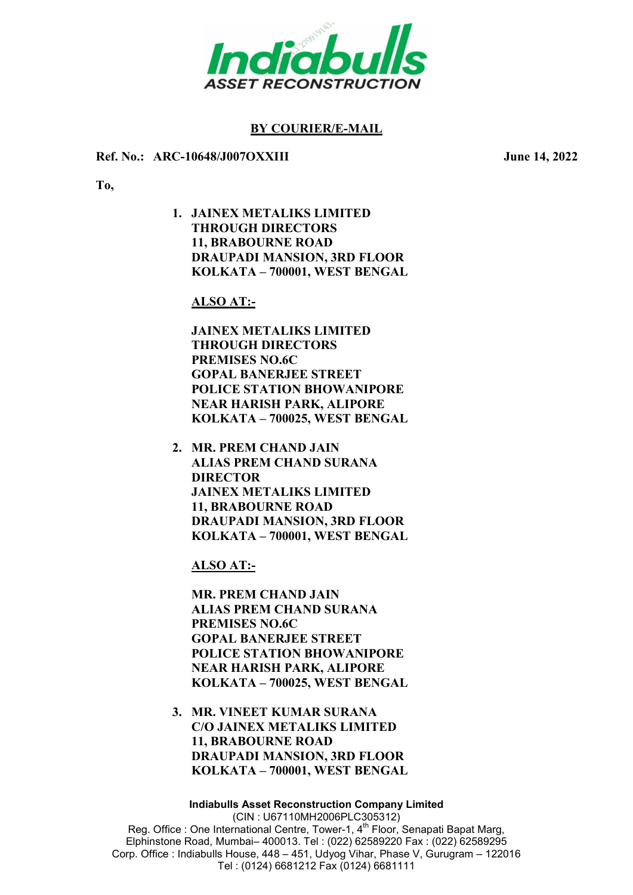**Indiabulls**
**ASSET RECONSTRUCTION**

**BY COURIER/E-MAIL**

**Ref. No.: ARC-10648/J007OXXIII** **June 14, 2022**

**To,**

1. **JAINEX METALIKS LIMITED**
   **THROUGH DIRECTORS**
   **11, BRABOURNE ROAD**
   **DRAUPADI MANSION, 3RD FLOOR**
   **KOLKATA – 700001, WEST BENGAL**

   **ALSO AT:-**

   **JAINEX METALIKS LIMITED**
   **THROUGH DIRECTORS**
   **PREMISES NO.6C**
   **GOPAL BANERJEE STREET**
   **POLICE STATION BHOWANIPORE**
   **NEAR HARISH PARK, ALIPORE**
   **KOLKATA – 700025, WEST BENGAL**

2. **MR. PREM CHAND JAIN**
   **ALIAS PREM CHAND SURANA**
   **DIRECTOR**
   **JAINEX METALIKS LIMITED**
   **11, BRABOURNE ROAD**
   **DRAUPADI MANSION, 3RD FLOOR**
   **KOLKATA – 700001, WEST BENGAL**

   **ALSO AT:-**

   **MR. PREM CHAND JAIN**
   **ALIAS PREM CHAND SURANA**
   **PREMISES NO.6C**
   **GOPAL BANERJEE STREET**
   **POLICE STATION BHOWANIPORE**
   **NEAR HARISH PARK, ALIPORE**
   **KOLKATA – 700025, WEST BENGAL**

3. **MR. VINEET KUMAR SURANA**
   **C/O JAINEX METALIKS LIMITED**
   **11, BRABOURNE ROAD**
   **DRAUPADI MANSION, 3RD FLOOR**
   **KOLKATA – 700001, WEST BENGAL**

**Indiabulls Asset Reconstruction Company Limited**
(CIN : U67110MH2006PLC305312)
Reg. Office : One International Centre, Tower-1, 4th Floor, Senapati Bapat Marg, Elphinstone Road, Mumbai– 400013. Tel : (022) 62589220 Fax : (022) 62589295
Corp. Office : Indiabulls House, 448 – 451, Udyog Vihar, Phase V, Gurugram – 122016
Tel : (0124) 6681212 Fax (0124) 6681111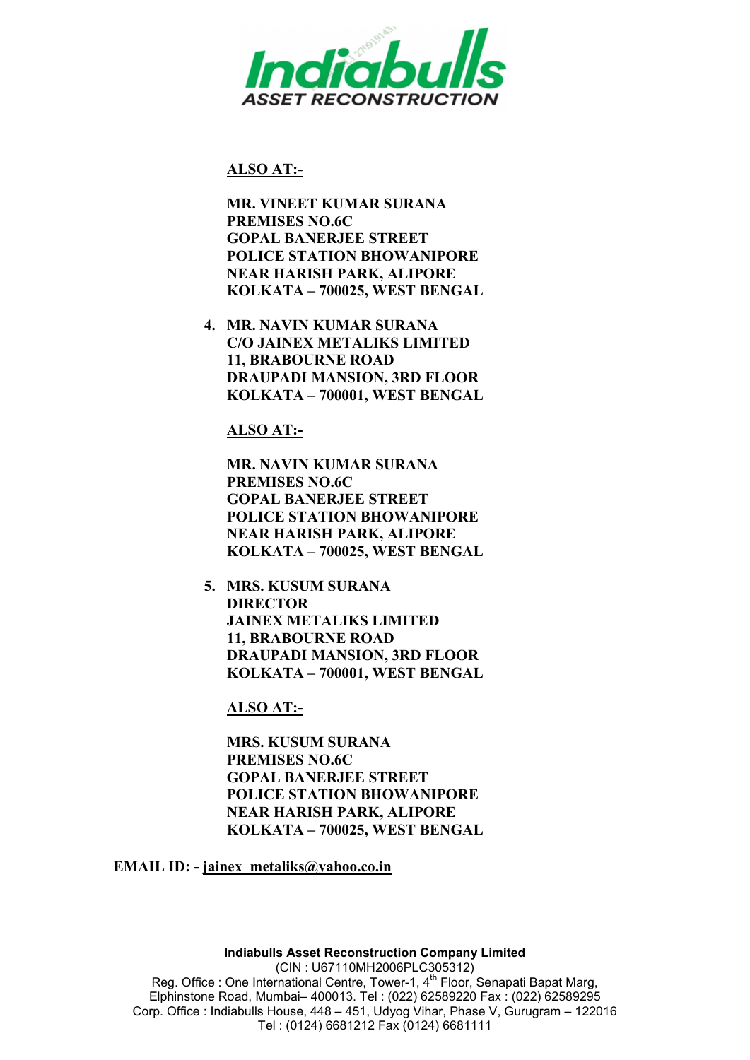**<u>ALSO AT:-</u>**

**MR. VINEET KUMAR SURANA**
**PREMISES NO.6C**
**GOPAL BANERJEE STREET**
**POLICE STATION BHOWANIPORE**
**NEAR HARISH PARK, ALIPORE**
**KOLKATA – 700025, WEST BENGAL**

4. **MR. NAVIN KUMAR SURANA**
   **C/O JAINEX METALIKS LIMITED**
   **11, BRABOURNE ROAD**
   **DRAUPADI MANSION, 3RD FLOOR**
   **KOLKATA – 700001, WEST BENGAL**

   **<u>ALSO AT:-</u>**

   **MR. NAVIN KUMAR SURANA**
   **PREMISES NO.6C**
   **GOPAL BANERJEE STREET**
   **POLICE STATION BHOWANIPORE**
   **NEAR HARISH PARK, ALIPORE**
   **KOLKATA – 700025, WEST BENGAL**

5. **MRS. KUSUM SURANA**
   **DIRECTOR**
   **JAINEX METALIKS LIMITED**
   **11, BRABOURNE ROAD**
   **DRAUPADI MANSION, 3RD FLOOR**
   **KOLKATA – 700001, WEST BENGAL**

   **<u>ALSO AT:-</u>**

   **MRS. KUSUM SURANA**
   **PREMISES NO.6C**
   **GOPAL BANERJEE STREET**
   **POLICE STATION BHOWANIPORE**
   **NEAR HARISH PARK, ALIPORE**
   **KOLKATA – 700025, WEST BENGAL**

**EMAIL ID: - <u>jainex_metaliks@yahoo.co.in</u>**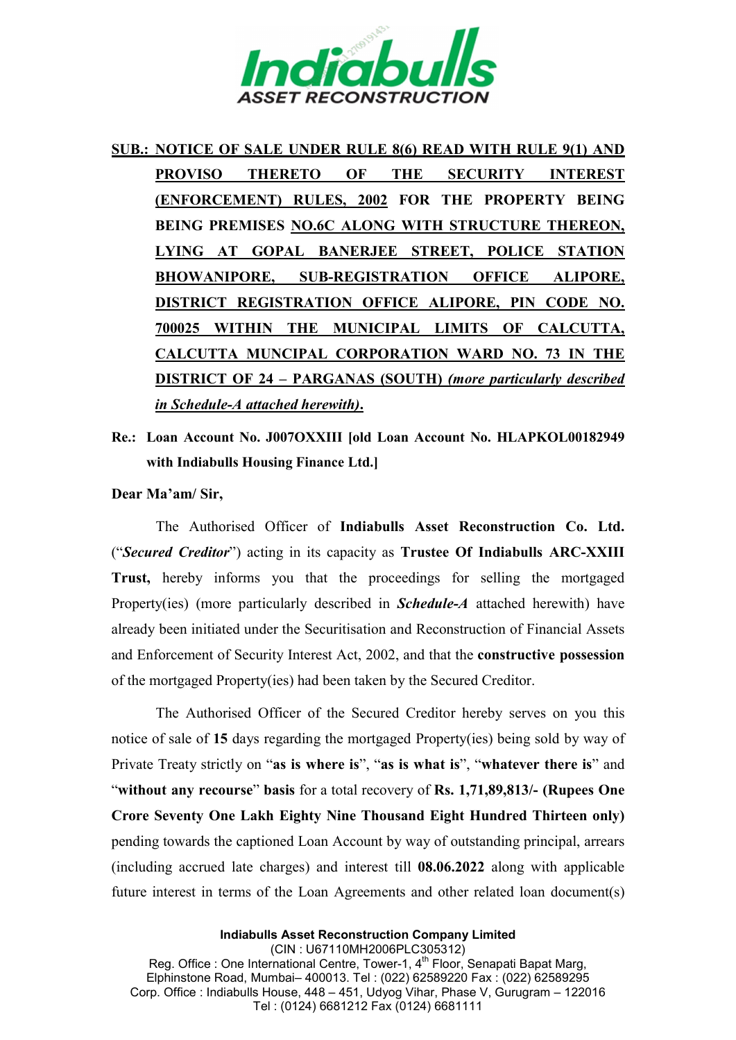**SUB.: NOTICE OF SALE UNDER RULE 8(6) READ WITH RULE 9(1) AND PROVISO THERETO OF THE SECURITY INTEREST (ENFORCEMENT) RULES, 2002 FOR THE PROPERTY BEING BEING PREMISES NO.6C ALONG WITH STRUCTURE THEREON, LYING AT GOPAL BANERJEE STREET, POLICE STATION BHOWANIPORE, SUB-REGISTRATION OFFICE ALIPORE, DISTRICT REGISTRATION OFFICE ALIPORE, PIN CODE NO. 700025 WITHIN THE MUNICIPAL LIMITS OF CALCUTTA, CALCUTTA MUNCIPAL CORPORATION WARD NO. 73 IN THE DISTRICT OF 24 – PARGANAS (SOUTH) *(more particularly described in Schedule-A attached herewith)*.**

**Re.: Loan Account No. J007OXXIII [old Loan Account No. HLAPKOL00182949 with Indiabulls Housing Finance Ltd.]**

**Dear Ma'am/ Sir,**

The Authorised Officer of **Indiabulls Asset Reconstruction Co. Ltd.** ("***Secured Creditor***") acting in its capacity as **Trustee Of Indiabulls ARC-XXIII Trust,** hereby informs you that the proceedings for selling the mortgaged Property(ies) (more particularly described in ***Schedule-A*** attached herewith) have already been initiated under the Securitisation and Reconstruction of Financial Assets and Enforcement of Security Interest Act, 2002, and that the **constructive possession** of the mortgaged Property(ies) had been taken by the Secured Creditor.

The Authorised Officer of the Secured Creditor hereby serves on you this notice of sale of **15** days regarding the mortgaged Property(ies) being sold by way of Private Treaty strictly on "**as is where is**", "**as is what is**", "**whatever there is**" and "**without any recourse**" **basis** for a total recovery of **Rs. 1,71,89,813/- (Rupees One Crore Seventy One Lakh Eighty Nine Thousand Eight Hundred Thirteen only)** pending towards the captioned Loan Account by way of outstanding principal, arrears (including accrued late charges) and interest till **08.06.2022** along with applicable future interest in terms of the Loan Agreements and other related loan document(s)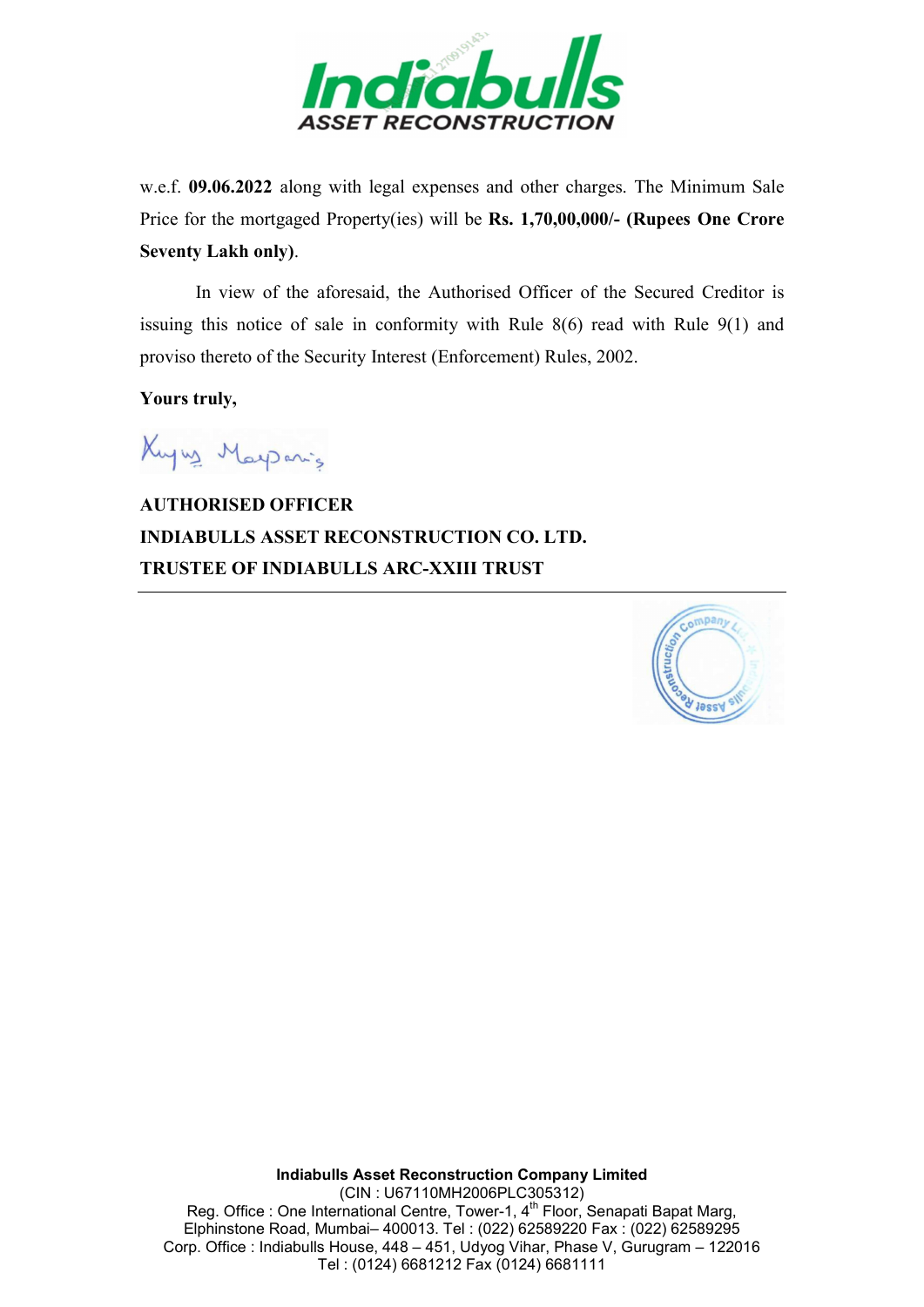w.e.f. **09.06.2022** along with legal expenses and other charges. The Minimum Sale Price for the mortgaged Property(ies) will be **Rs. 1,70,00,000/- (Rupees One Crore Seventy Lakh only)**.

In view of the aforesaid, the Authorised Officer of the Secured Creditor is issuing this notice of sale in conformity with Rule 8(6) read with Rule 9(1) and proviso thereto of the Security Interest (Enforcement) Rules, 2002.

**Yours truly,**

**AUTHORISED OFFICER**
**INDIABULLS ASSET RECONSTRUCTION CO. LTD.**
**TRUSTEE OF INDIABULLS ARC-XXIII TRUST**

---

**Indiabulls Asset Reconstruction Company Limited**
(CIN : U67110MH2006PLC305312)
Reg. Office : One International Centre, Tower-1, 4th Floor, Senapati Bapat Marg, Elphinstone Road, Mumbai– 400013. Tel : (022) 62589220 Fax : (022) 62589295
Corp. Office : Indiabulls House, 448 – 451, Udyog Vihar, Phase V, Gurugram – 122016
Tel : (0124) 6681212 Fax (0124) 6681111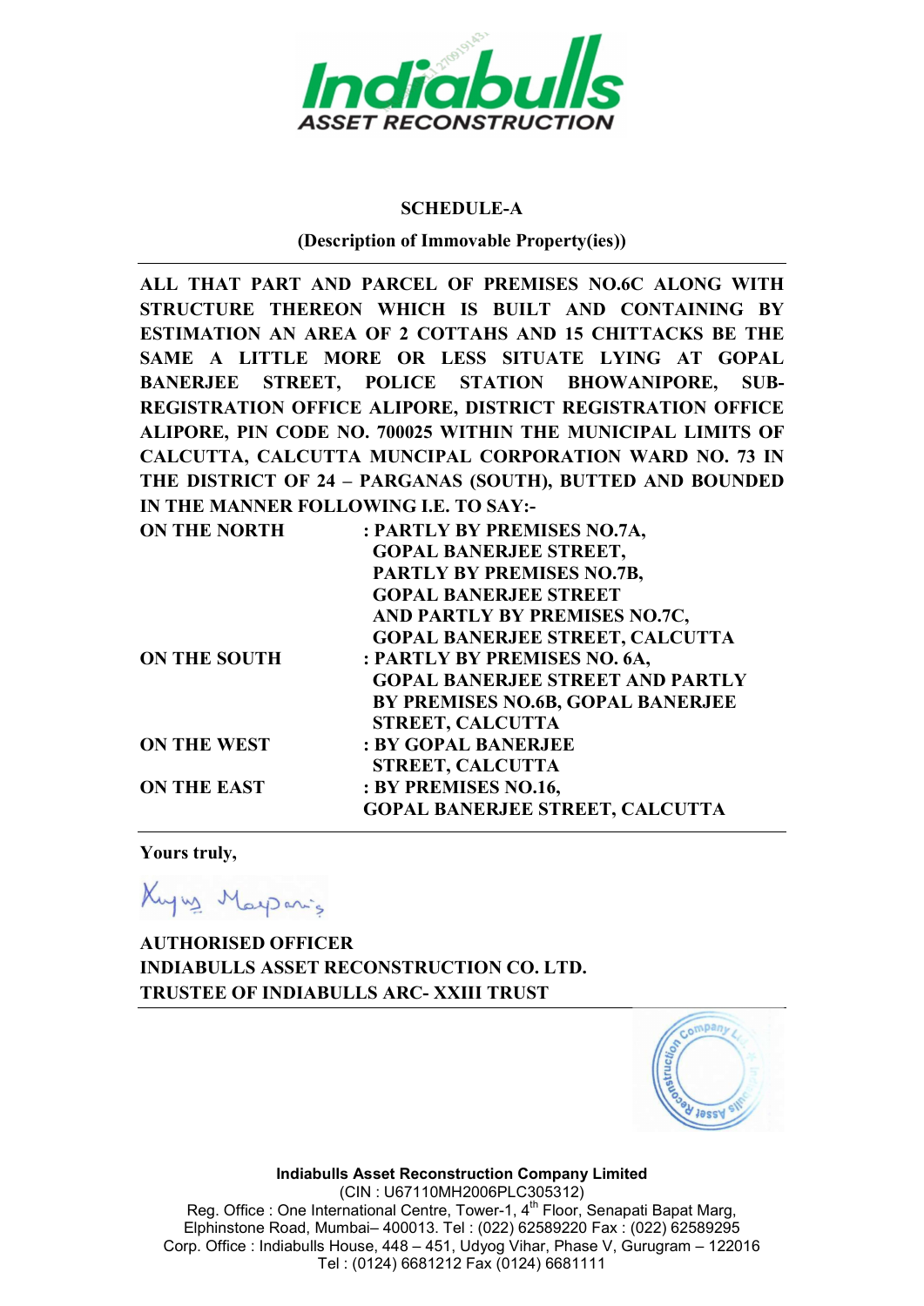# Indiabulls
## ASSET RECONSTRUCTION

### SCHEDULE-A

**(Description of Immovable Property(ies))**

**ALL THAT PART AND PARCEL OF PREMISES NO.6C ALONG WITH STRUCTURE THEREON WHICH IS BUILT AND CONTAINING BY ESTIMATION AN AREA OF 2 COTTAHS AND 15 CHITTACKS BE THE SAME A LITTLE MORE OR LESS SITUATE LYING AT GOPAL BANERJEE STREET, POLICE STATION BHOWANIPORE, SUB-REGISTRATION OFFICE ALIPORE, DISTRICT REGISTRATION OFFICE ALIPORE, PIN CODE NO. 700025 WITHIN THE MUNICIPAL LIMITS OF CALCUTTA, CALCUTTA MUNCIPAL CORPORATION WARD NO. 73 IN THE DISTRICT OF 24 – PARGANAS (SOUTH), BUTTED AND BOUNDED IN THE MANNER FOLLOWING I.E. TO SAY:-**

| | |
|---|---|
| **ON THE NORTH** | **: PARTLY BY PREMISES NO.7A, GOPAL BANERJEE STREET, PARTLY BY PREMISES NO.7B, GOPAL BANERJEE STREET AND PARTLY BY PREMISES NO.7C, GOPAL BANERJEE STREET, CALCUTTA** |
| **ON THE SOUTH** | **: PARTLY BY PREMISES NO. 6A, GOPAL BANERJEE STREET AND PARTLY BY PREMISES NO.6B, GOPAL BANERJEE STREET, CALCUTTA** |
| **ON THE WEST** | **: BY GOPAL BANERJEE STREET, CALCUTTA** |
| **ON THE EAST** | **: BY PREMISES NO.16, GOPAL BANERJEE STREET, CALCUTTA** |

**Yours truly,**

**AUTHORISED OFFICER**
**INDIABULLS ASSET RECONSTRUCTION CO. LTD.**
**TRUSTEE OF INDIABULLS ARC- XXIII TRUST**

**Indiabulls Asset Reconstruction Company Limited**
(CIN : U67110MH2006PLC305312)
Reg. Office : One International Centre, Tower-1, 4th Floor, Senapati Bapat Marg, Elphinstone Road, Mumbai– 400013. Tel : (022) 62589220 Fax : (022) 62589295
Corp. Office : Indiabulls House, 448 – 451, Udyog Vihar, Phase V, Gurugram – 122016
Tel : (0124) 6681212 Fax (0124) 6681111